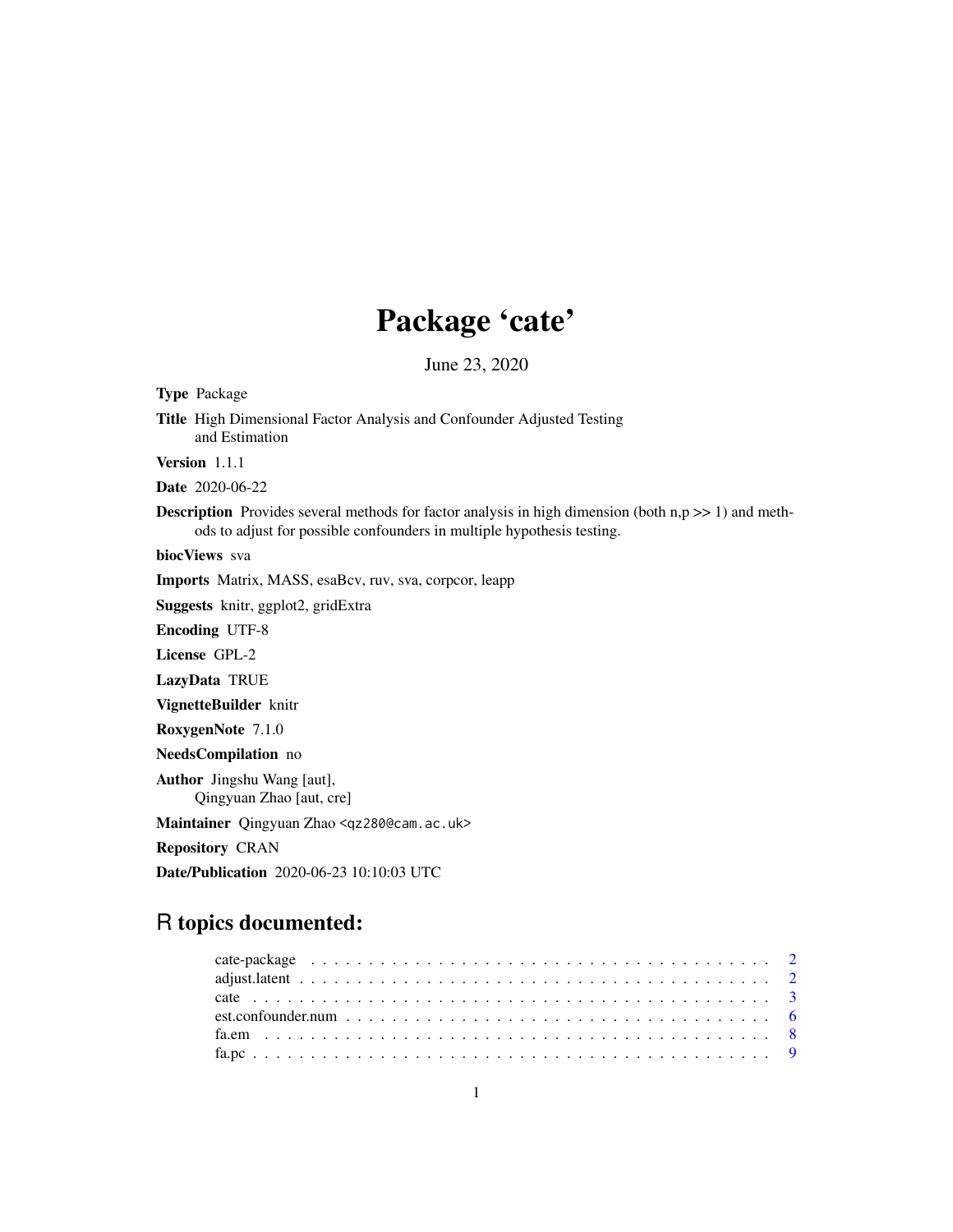# Package 'cate'

June 23, 2020

**Type** Package

**Title** High Dimensional Factor Analysis and Confounder Adjusted Testing and Estimation

**Version** 1.1.1

**Date** 2020-06-22

**Description** Provides several methods for factor analysis in high dimension (both n,p >> 1) and methods to adjust for possible confounders in multiple hypothesis testing.

**biocViews** sva

**Imports** Matrix, MASS, esaBcv, ruv, sva, corpcor, leapp

**Suggests** knitr, ggplot2, gridExtra

**Encoding** UTF-8

**License** GPL-2

**LazyData** TRUE

**VignetteBuilder** knitr

**RoxygenNote** 7.1.0

**NeedsCompilation** no

**Author** Jingshu Wang [aut],
Qingyuan Zhao [aut, cre]

**Maintainer** Qingyuan Zhao <qz280@cam.ac.uk>

**Repository** CRAN

**Date/Publication** 2020-06-23 10:10:03 UTC

## R topics documented:

| | |
|---|---|
| cate-package | 2 |
| adjust.latent | 2 |
| cate | 3 |
| est.confounder.num | 6 |
| fa.em | 8 |
| fa.pc | 9 |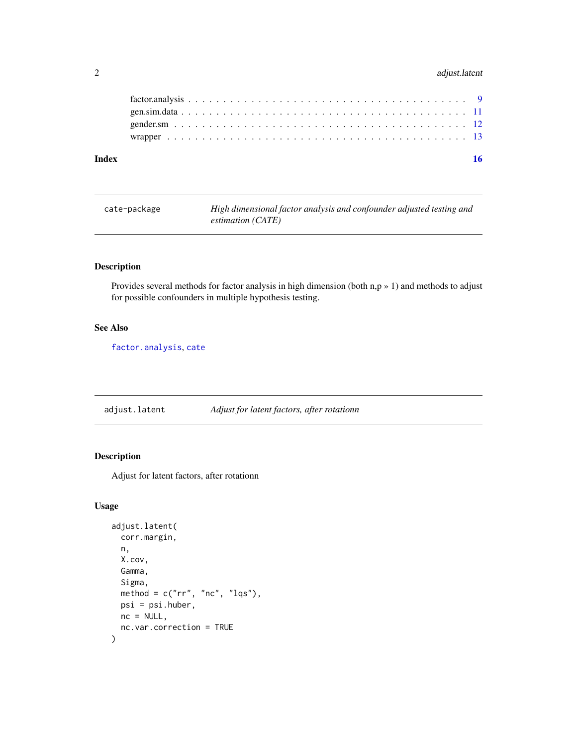factor.analysis . . . . . . . . . . . . . . . . . . . . . . . . . . . . . . . . . . . . . 9
gen.sim.data . . . . . . . . . . . . . . . . . . . . . . . . . . . . . . . . . . . . . . 11
gender.sm . . . . . . . . . . . . . . . . . . . . . . . . . . . . . . . . . . . . . . . 12
wrapper . . . . . . . . . . . . . . . . . . . . . . . . . . . . . . . . . . . . . . . . 13

**Index** **16**

---

`cate-package` *High dimensional factor analysis and confounder adjusted testing and estimation (CATE)*

---

### Description

Provides several methods for factor analysis in high dimension (both n,p » 1) and methods to adjust for possible confounders in multiple hypothesis testing.

### See Also

`factor.analysis`, `cate`

---

`adjust.latent` *Adjust for latent factors, after rotationn*

---

### Description

Adjust for latent factors, after rotationn

### Usage

```
adjust.latent(
  corr.margin,
  n,
  X.cov,
  Gamma,
  Sigma,
  method = c("rr", "nc", "lqs"),
  psi = psi.huber,
  nc = NULL,
  nc.var.correction = TRUE
)
```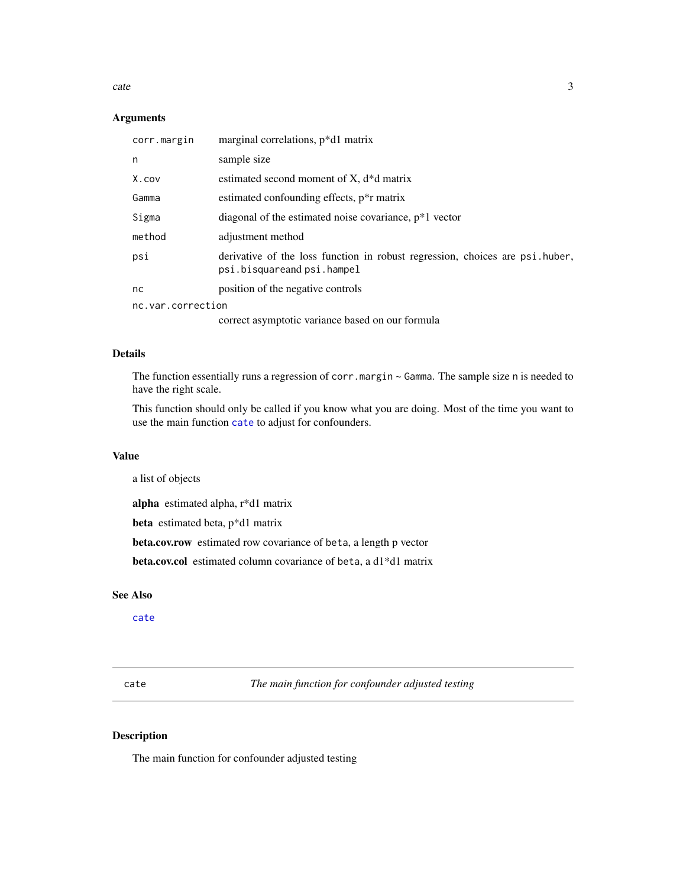### Arguments

| | |
|---|---|
| corr.margin | marginal correlations, p*d1 matrix |
| n | sample size |
| X.cov | estimated second moment of X, d*d matrix |
| Gamma | estimated confounding effects, p*r matrix |
| Sigma | diagonal of the estimated noise covariance, p*1 vector |
| method | adjustment method |
| psi | derivative of the loss function in robust regression, choices are psi.huber, psi.bisquareand psi.hampel |
| nc | position of the negative controls |
| nc.var.correction | correct asymptotic variance based on our formula |

### Details

The function essentially runs a regression of `corr.margin ~ Gamma`. The sample size `n` is needed to have the right scale.

This function should only be called if you know what you are doing. Most of the time you want to use the main function `cate` to adjust for confounders.

### Value

a list of objects

**alpha** estimated alpha, r*d1 matrix

**beta** estimated beta, p*d1 matrix

**beta.cov.row** estimated row covariance of `beta`, a length p vector

**beta.cov.col** estimated column covariance of `beta`, a d1*d1 matrix

### See Also

`cate`

---

## cate — *The main function for confounder adjusted testing*

### Description

The main function for confounder adjusted testing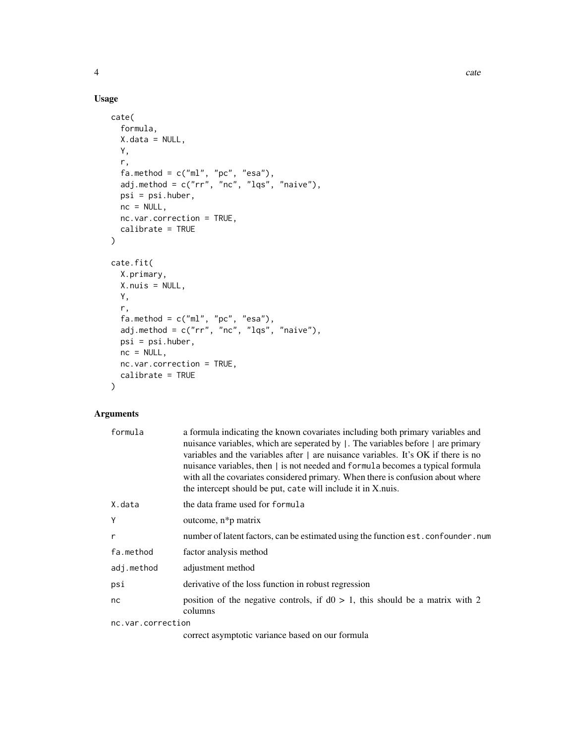## Usage

```
cate(
  formula,
  X.data = NULL,
  Y,
  r,
  fa.method = c("ml", "pc", "esa"),
  adj.method = c("rr", "nc", "lqs", "naive"),
  psi = psi.huber,
  nc = NULL,
  nc.var.correction = TRUE,
  calibrate = TRUE
)

cate.fit(
  X.primary,
  X.nuis = NULL,
  Y,
  r,
  fa.method = c("ml", "pc", "esa"),
  adj.method = c("rr", "nc", "lqs", "naive"),
  psi = psi.huber,
  nc = NULL,
  nc.var.correction = TRUE,
  calibrate = TRUE
)
```

## Arguments

| | |
|---|---|
| `formula` | a formula indicating the known covariates including both primary variables and nuisance variables, which are seperated by `|`. The variables before `|` are primary variables and the variables after `|` are nuisance variables. It's OK if there is no nuisance variables, then `|` is not needed and `formula` becomes a typical formula with all the covariates considered primary. When there is confusion about where the intercept should be put, `cate` will include it in X.nuis. |
| `X.data` | the data frame used for `formula` |
| `Y` | outcome, n*p matrix |
| `r` | number of latent factors, can be estimated using the function `est.confounder.num` |
| `fa.method` | factor analysis method |
| `adj.method` | adjustment method |
| `psi` | derivative of the loss function in robust regression |
| `nc` | position of the negative controls, if d0 > 1, this should be a matrix with 2 columns |
| `nc.var.correction` | correct asymptotic variance based on our formula |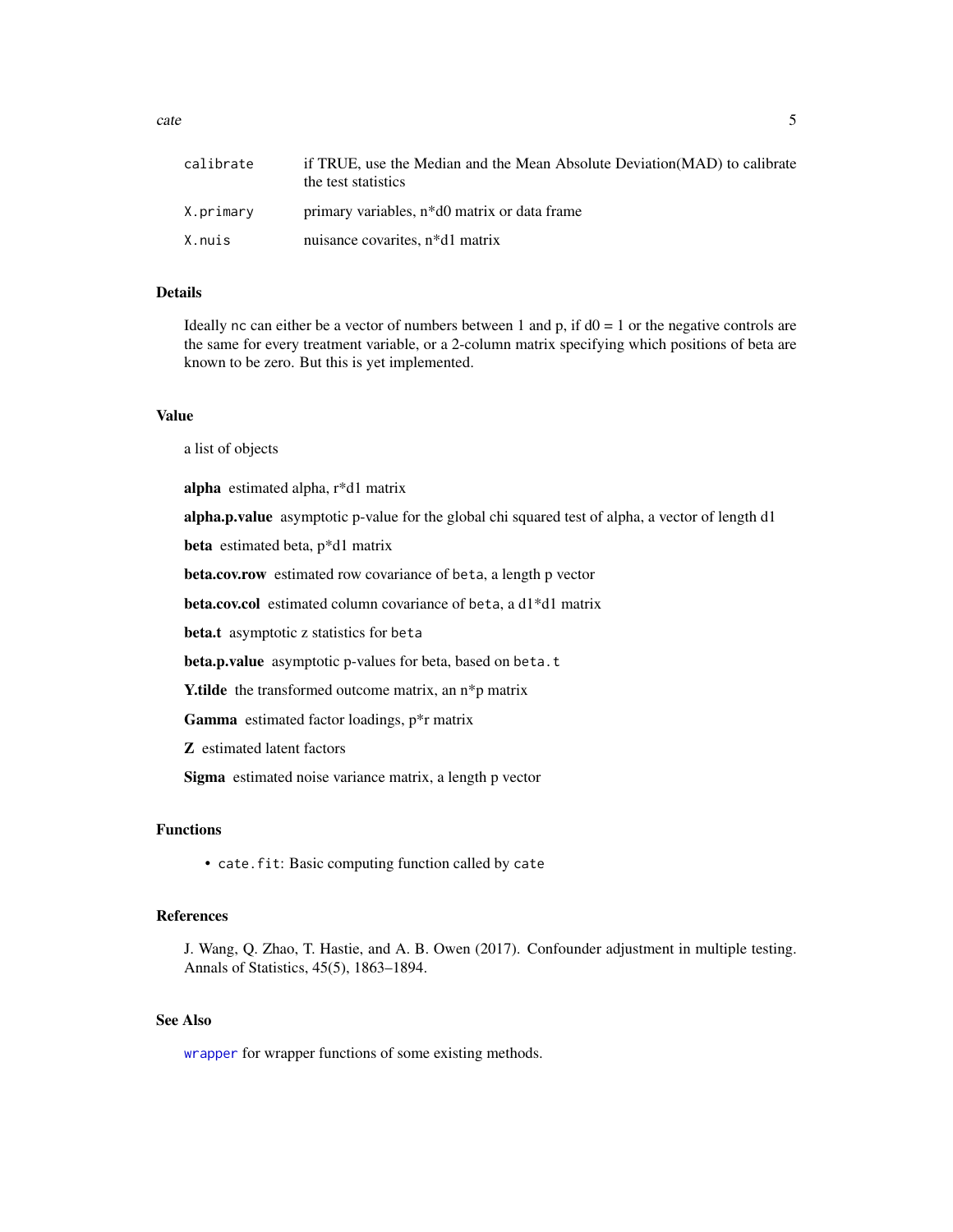| | |
|---|---|
| `calibrate` | if TRUE, use the Median and the Mean Absolute Deviation(MAD) to calibrate the test statistics |
| `X.primary` | primary variables, n*d0 matrix or data frame |
| `X.nuis` | nuisance covarites, n*d1 matrix |

## Details

Ideally `nc` can either be a vector of numbers between 1 and p, if d0 = 1 or the negative controls are the same for every treatment variable, or a 2-column matrix specifying which positions of beta are known to be zero. But this is yet implemented.

## Value

a list of objects

**alpha** estimated alpha, r*d1 matrix

**alpha.p.value** asymptotic p-value for the global chi squared test of alpha, a vector of length d1

**beta** estimated beta, p*d1 matrix

**beta.cov.row** estimated row covariance of `beta`, a length p vector

**beta.cov.col** estimated column covariance of `beta`, a d1*d1 matrix

**beta.t** asymptotic z statistics for `beta`

**beta.p.value** asymptotic p-values for beta, based on `beta.t`

**Y.tilde** the transformed outcome matrix, an n*p matrix

**Gamma** estimated factor loadings, p*r matrix

**Z** estimated latent factors

**Sigma** estimated noise variance matrix, a length p vector

## Functions

- `cate.fit`: Basic computing function called by `cate`

## References

J. Wang, Q. Zhao, T. Hastie, and A. B. Owen (2017). Confounder adjustment in multiple testing. Annals of Statistics, 45(5), 1863–1894.

## See Also

`wrapper` for wrapper functions of some existing methods.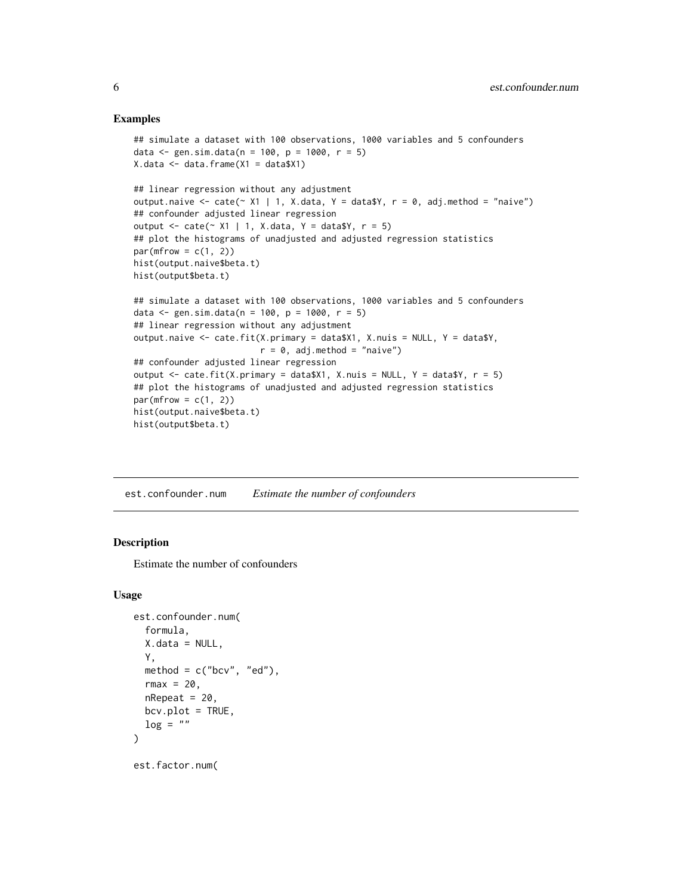### Examples

```
## simulate a dataset with 100 observations, 1000 variables and 5 confounders
data <- gen.sim.data(n = 100, p = 1000, r = 5)
X.data <- data.frame(X1 = data$X1)

## linear regression without any adjustment
output.naive <- cate(~ X1 | 1, X.data, Y = data$Y, r = 0, adj.method = "naive")
## confounder adjusted linear regression
output <- cate(~ X1 | 1, X.data, Y = data$Y, r = 5)
## plot the histograms of unadjusted and adjusted regression statistics
par(mfrow = c(1, 2))
hist(output.naive$beta.t)
hist(output$beta.t)

## simulate a dataset with 100 observations, 1000 variables and 5 confounders
data <- gen.sim.data(n = 100, p = 1000, r = 5)
## linear regression without any adjustment
output.naive <- cate.fit(X.primary = data$X1, X.nuis = NULL, Y = data$Y,
                         r = 0, adj.method = "naive")
## confounder adjusted linear regression
output <- cate.fit(X.primary = data$X1, X.nuis = NULL, Y = data$Y, r = 5)
## plot the histograms of unadjusted and adjusted regression statistics
par(mfrow = c(1, 2))
hist(output.naive$beta.t)
hist(output$beta.t)
```

---

## est.confounder.num *Estimate the number of confounders*

---

### Description

Estimate the number of confounders

### Usage

```
est.confounder.num(
  formula,
  X.data = NULL,
  Y,
  method = c("bcv", "ed"),
  rmax = 20,
  nRepeat = 20,
  bcv.plot = TRUE,
  log = ""
)

est.factor.num(
```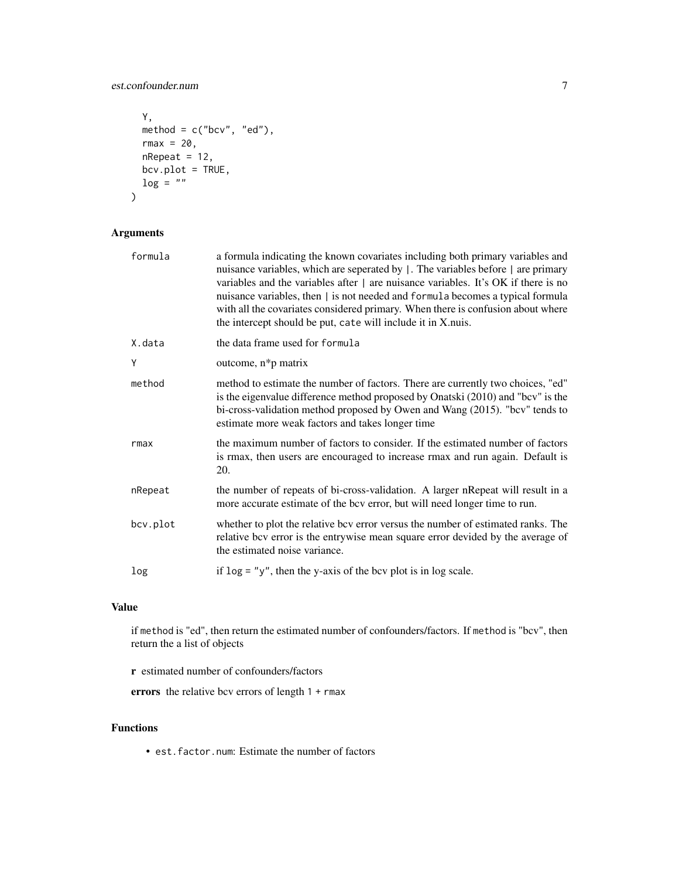```
  Y,
  method = c("bcv", "ed"),
  rmax = 20,
  nRepeat = 12,
  bcv.plot = TRUE,
  log = ""
)
```

## Arguments

| | |
|---|---|
| `formula` | a formula indicating the known covariates including both primary variables and nuisance variables, which are seperated by `|`. The variables before `|` are primary variables and the variables after `|` are nuisance variables. It's OK if there is no nuisance variables, then `|` is not needed and `formula` becomes a typical formula with all the covariates considered primary. When there is confusion about where the intercept should be put, `cate` will include it in X.nuis. |
| `X.data` | the data frame used for `formula` |
| `Y` | outcome, n*p matrix |
| `method` | method to estimate the number of factors. There are currently two choices, "ed" is the eigenvalue difference method proposed by Onatski (2010) and "bcv" is the bi-cross-validation method proposed by Owen and Wang (2015). "bcv" tends to estimate more weak factors and takes longer time |
| `rmax` | the maximum number of factors to consider. If the estimated number of factors is rmax, then users are encouraged to increase rmax and run again. Default is 20. |
| `nRepeat` | the number of repeats of bi-cross-validation. A larger nRepeat will result in a more accurate estimate of the bcv error, but will need longer time to run. |
| `bcv.plot` | whether to plot the relative bcv error versus the number of estimated ranks. The relative bcv error is the entrywise mean square error devided by the average of the estimated noise variance. |
| `log` | if `log = "y"`, then the y-axis of the bcv plot is in log scale. |

## Value

if `method` is "ed", then return the estimated number of confounders/factors. If `method` is "bcv", then return the a list of objects

**r** estimated number of confounders/factors

**errors** the relative bcv errors of length `1 + rmax`

## Functions

- `est.factor.num`: Estimate the number of factors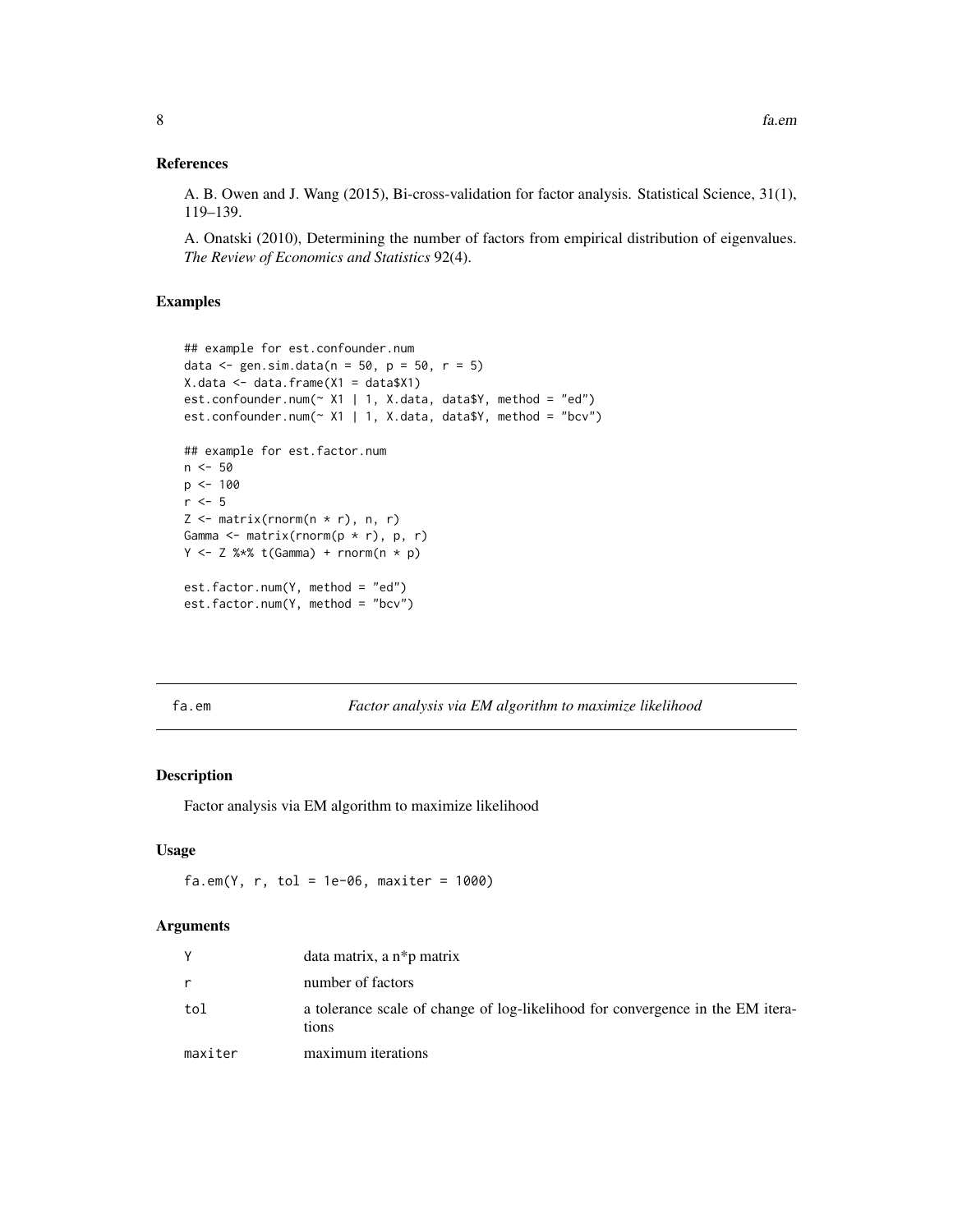### References

A. B. Owen and J. Wang (2015), Bi-cross-validation for factor analysis. Statistical Science, 31(1), 119–139.

A. Onatski (2010), Determining the number of factors from empirical distribution of eigenvalues. *The Review of Economics and Statistics* 92(4).

### Examples

```
## example for est.confounder.num
data <- gen.sim.data(n = 50, p = 50, r = 5)
X.data <- data.frame(X1 = data$X1)
est.confounder.num(~ X1 | 1, X.data, data$Y, method = "ed")
est.confounder.num(~ X1 | 1, X.data, data$Y, method = "bcv")

## example for est.factor.num
n <- 50
p <- 100
r <- 5
Z <- matrix(rnorm(n * r), n, r)
Gamma <- matrix(rnorm(p * r), p, r)
Y <- Z %*% t(Gamma) + rnorm(n * p)

est.factor.num(Y, method = "ed")
est.factor.num(Y, method = "bcv")
```

---

## fa.em — *Factor analysis via EM algorithm to maximize likelihood*

### Description

Factor analysis via EM algorithm to maximize likelihood

### Usage

```
fa.em(Y, r, tol = 1e-06, maxiter = 1000)
```

### Arguments

| | |
|---|---|
| Y | data matrix, a n*p matrix |
| r | number of factors |
| tol | a tolerance scale of change of log-likelihood for convergence in the EM iterations |
| maxiter | maximum iterations |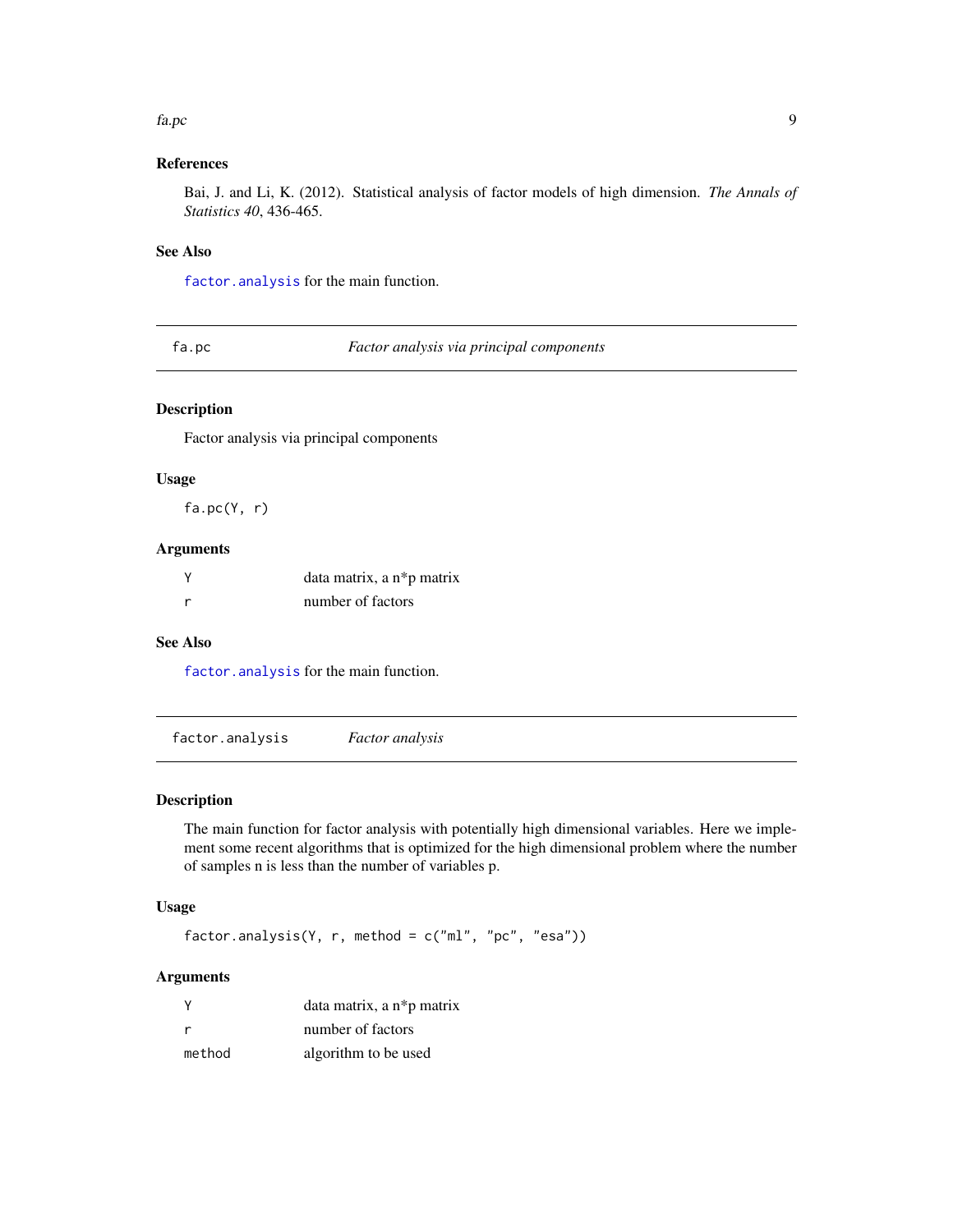### References

Bai, J. and Li, K. (2012). Statistical analysis of factor models of high dimension. *The Annals of Statistics 40*, 436-465.

### See Also

`factor.analysis` for the main function.

---

## fa.pc — *Factor analysis via principal components*

---

### Description

Factor analysis via principal components

### Usage

```
fa.pc(Y, r)
```

### Arguments

| | |
|---|---|
| `Y` | data matrix, a n*p matrix |
| `r` | number of factors |

### See Also

`factor.analysis` for the main function.

---

## factor.analysis — *Factor analysis*

---

### Description

The main function for factor analysis with potentially high dimensional variables. Here we implement some recent algorithms that is optimized for the high dimensional problem where the number of samples n is less than the number of variables p.

### Usage

```
factor.analysis(Y, r, method = c("ml", "pc", "esa"))
```

### Arguments

| | |
|---|---|
| `Y` | data matrix, a n*p matrix |
| `r` | number of factors |
| `method` | algorithm to be used |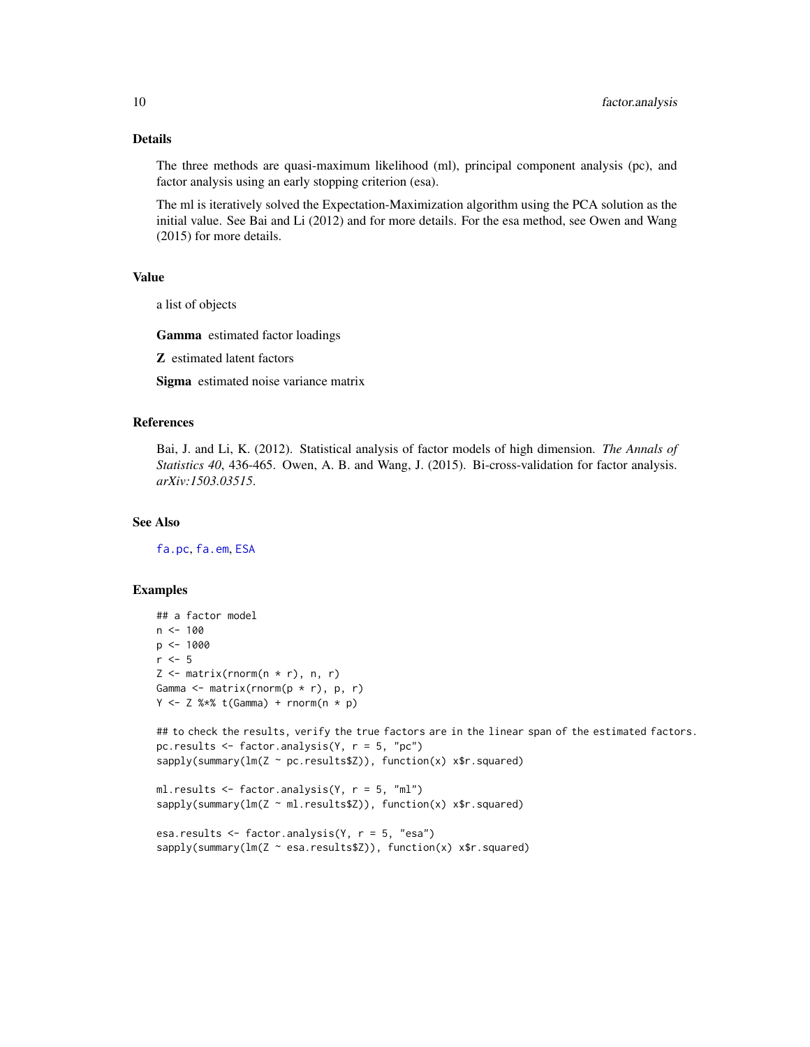## Details

The three methods are quasi-maximum likelihood (ml), principal component analysis (pc), and factor analysis using an early stopping criterion (esa).

The ml is iteratively solved the Expectation-Maximization algorithm using the PCA solution as the initial value. See Bai and Li (2012) and for more details. For the esa method, see Owen and Wang (2015) for more details.

## Value

a list of objects

**Gamma** estimated factor loadings

**Z** estimated latent factors

**Sigma** estimated noise variance matrix

## References

Bai, J. and Li, K. (2012). Statistical analysis of factor models of high dimension. *The Annals of Statistics 40*, 436-465. Owen, A. B. and Wang, J. (2015). Bi-cross-validation for factor analysis. *arXiv:1503.03515*.

## See Also

fa.pc, fa.em, ESA

## Examples

```
## a factor model
n <- 100
p <- 1000
r <- 5
Z <- matrix(rnorm(n * r), n, r)
Gamma <- matrix(rnorm(p * r), p, r)
Y <- Z %*% t(Gamma) + rnorm(n * p)

## to check the results, verify the true factors are in the linear span of the estimated factors.
pc.results <- factor.analysis(Y, r = 5, "pc")
sapply(summary(lm(Z ~ pc.results$Z)), function(x) x$r.squared)

ml.results <- factor.analysis(Y, r = 5, "ml")
sapply(summary(lm(Z ~ ml.results$Z)), function(x) x$r.squared)

esa.results <- factor.analysis(Y, r = 5, "esa")
sapply(summary(lm(Z ~ esa.results$Z)), function(x) x$r.squared)
```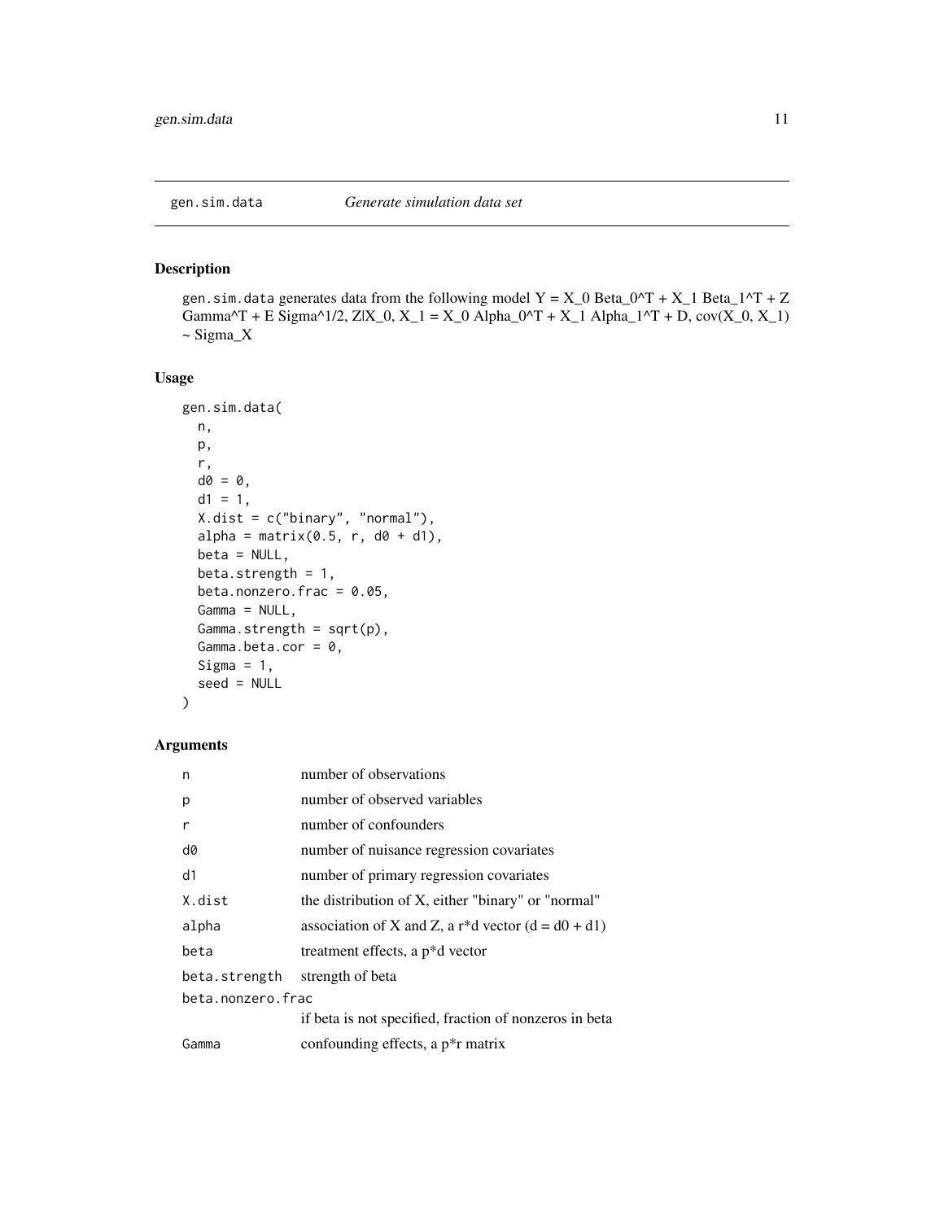## gen.sim.data — *Generate simulation data set*

### Description

gen.sim.data generates data from the following model Y = X_0 Beta_0^T + X_1 Beta_1^T + Z Gamma^T + E Sigma^1/2, Z|X_0, X_1 = X_0 Alpha_0^T + X_1 Alpha_1^T + D, cov(X_0, X_1) ~ Sigma_X

### Usage

```
gen.sim.data(
  n,
  p,
  r,
  d0 = 0,
  d1 = 1,
  X.dist = c("binary", "normal"),
  alpha = matrix(0.5, r, d0 + d1),
  beta = NULL,
  beta.strength = 1,
  beta.nonzero.frac = 0.05,
  Gamma = NULL,
  Gamma.strength = sqrt(p),
  Gamma.beta.cor = 0,
  Sigma = 1,
  seed = NULL
)
```

### Arguments

| Argument | Description |
|---|---|
| n | number of observations |
| p | number of observed variables |
| r | number of confounders |
| d0 | number of nuisance regression covariates |
| d1 | number of primary regression covariates |
| X.dist | the distribution of X, either "binary" or "normal" |
| alpha | association of X and Z, a r*d vector (d = d0 + d1) |
| beta | treatment effects, a p*d vector |
| beta.strength | strength of beta |
| beta.nonzero.frac | if beta is not specified, fraction of nonzeros in beta |
| Gamma | confounding effects, a p*r matrix |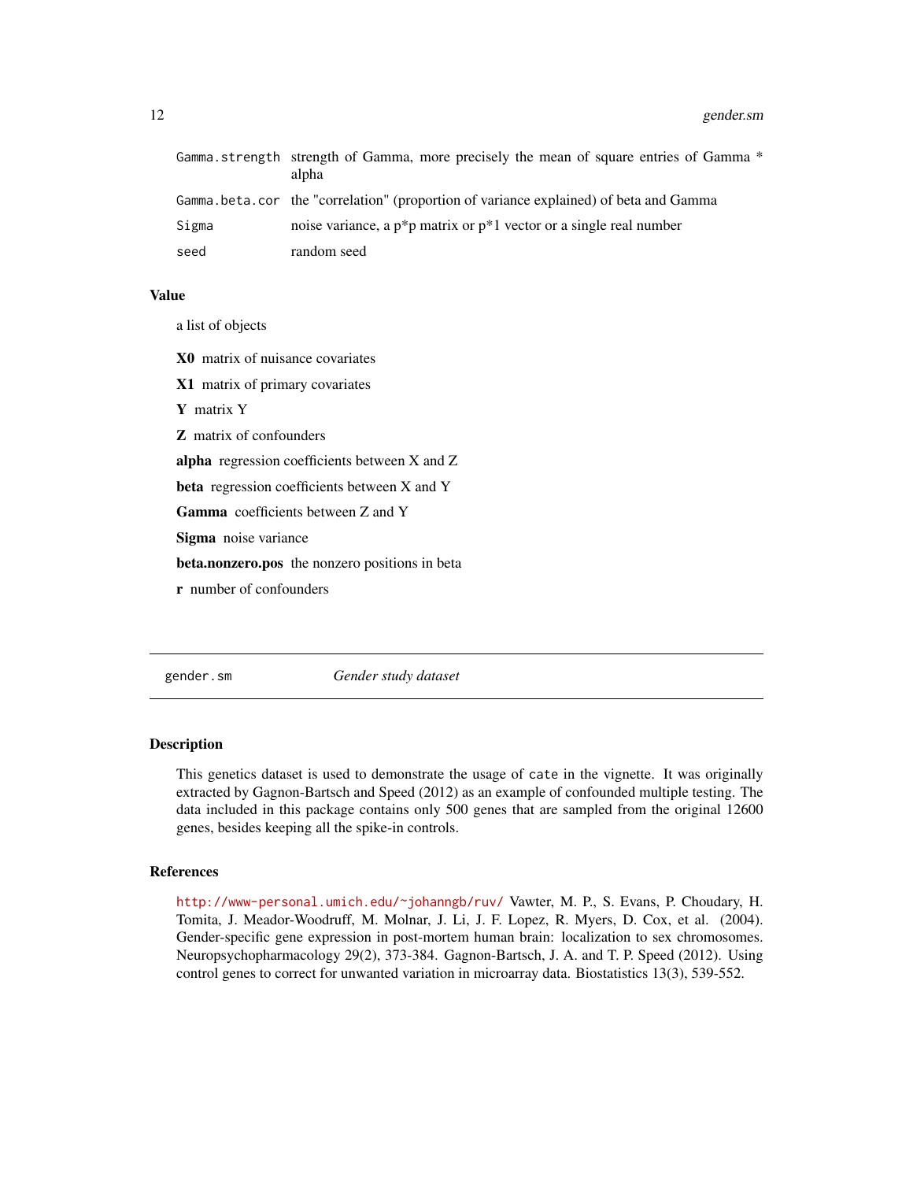| | |
|---|---|
| `Gamma.strength` | strength of Gamma, more precisely the mean of square entries of Gamma * alpha |
| `Gamma.beta.cor` | the "correlation" (proportion of variance explained) of beta and Gamma |
| `Sigma` | noise variance, a p*p matrix or p*1 vector or a single real number |
| `seed` | random seed |

### Value

a list of objects

**X0** matrix of nuisance covariates

**X1** matrix of primary covariates

**Y** matrix Y

**Z** matrix of confounders

**alpha** regression coefficients between X and Z

**beta** regression coefficients between X and Y

**Gamma** coefficients between Z and Y

**Sigma** noise variance

**beta.nonzero.pos** the nonzero positions in beta

**r** number of confounders

---

## `gender.sm` *Gender study dataset*

---

### Description

This genetics dataset is used to demonstrate the usage of `cate` in the vignette. It was originally extracted by Gagnon-Bartsch and Speed (2012) as an example of confounded multiple testing. The data included in this package contains only 500 genes that are sampled from the original 12600 genes, besides keeping all the spike-in controls.

### References

http://www-personal.umich.edu/~johanngb/ruv/ Vawter, M. P., S. Evans, P. Choudary, H. Tomita, J. Meador-Woodruff, M. Molnar, J. Li, J. F. Lopez, R. Myers, D. Cox, et al. (2004). Gender-specific gene expression in post-mortem human brain: localization to sex chromosomes. Neuropsychopharmacology 29(2), 373-384. Gagnon-Bartsch, J. A. and T. P. Speed (2012). Using control genes to correct for unwanted variation in microarray data. Biostatistics 13(3), 539-552.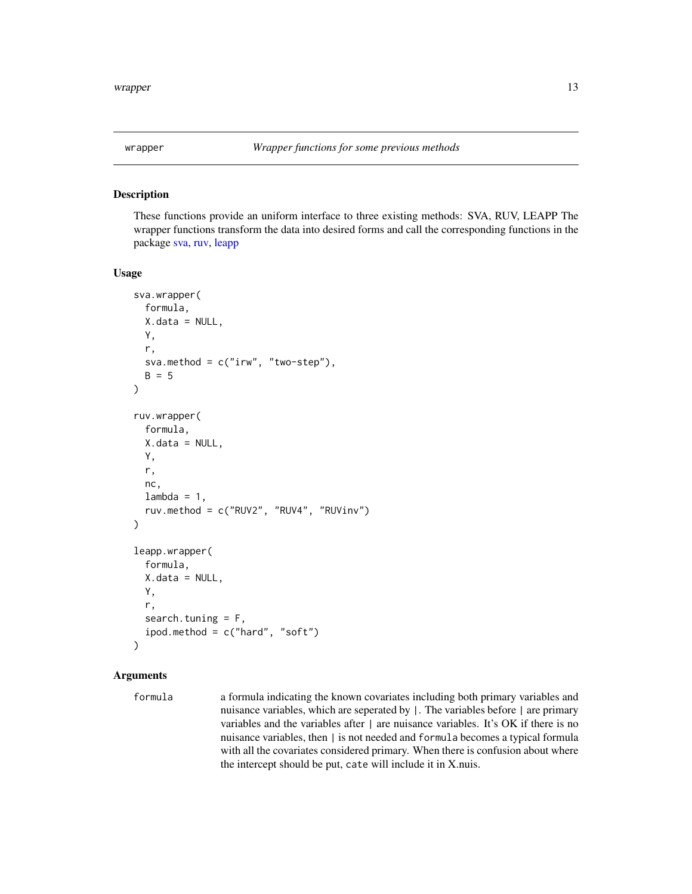## wrapper — *Wrapper functions for some previous methods*

### Description

These functions provide an uniform interface to three existing methods: SVA, RUV, LEAPP The wrapper functions transform the data into desired forms and call the corresponding functions in the package sva, ruv, leapp

### Usage

```
sva.wrapper(
  formula,
  X.data = NULL,
  Y,
  r,
  sva.method = c("irw", "two-step"),
  B = 5
)

ruv.wrapper(
  formula,
  X.data = NULL,
  Y,
  r,
  nc,
  lambda = 1,
  ruv.method = c("RUV2", "RUV4", "RUVinv")
)

leapp.wrapper(
  formula,
  X.data = NULL,
  Y,
  r,
  search.tuning = F,
  ipod.method = c("hard", "soft")
)
```

### Arguments

| | |
|---|---|
| `formula` | a formula indicating the known covariates including both primary variables and nuisance variables, which are seperated by `|`. The variables before `|` are primary variables and the variables after `|` are nuisance variables. It's OK if there is no nuisance variables, then `|` is not needed and `formula` becomes a typical formula with all the covariates considered primary. When there is confusion about where the intercept should be put, `cate` will include it in X.nuis. |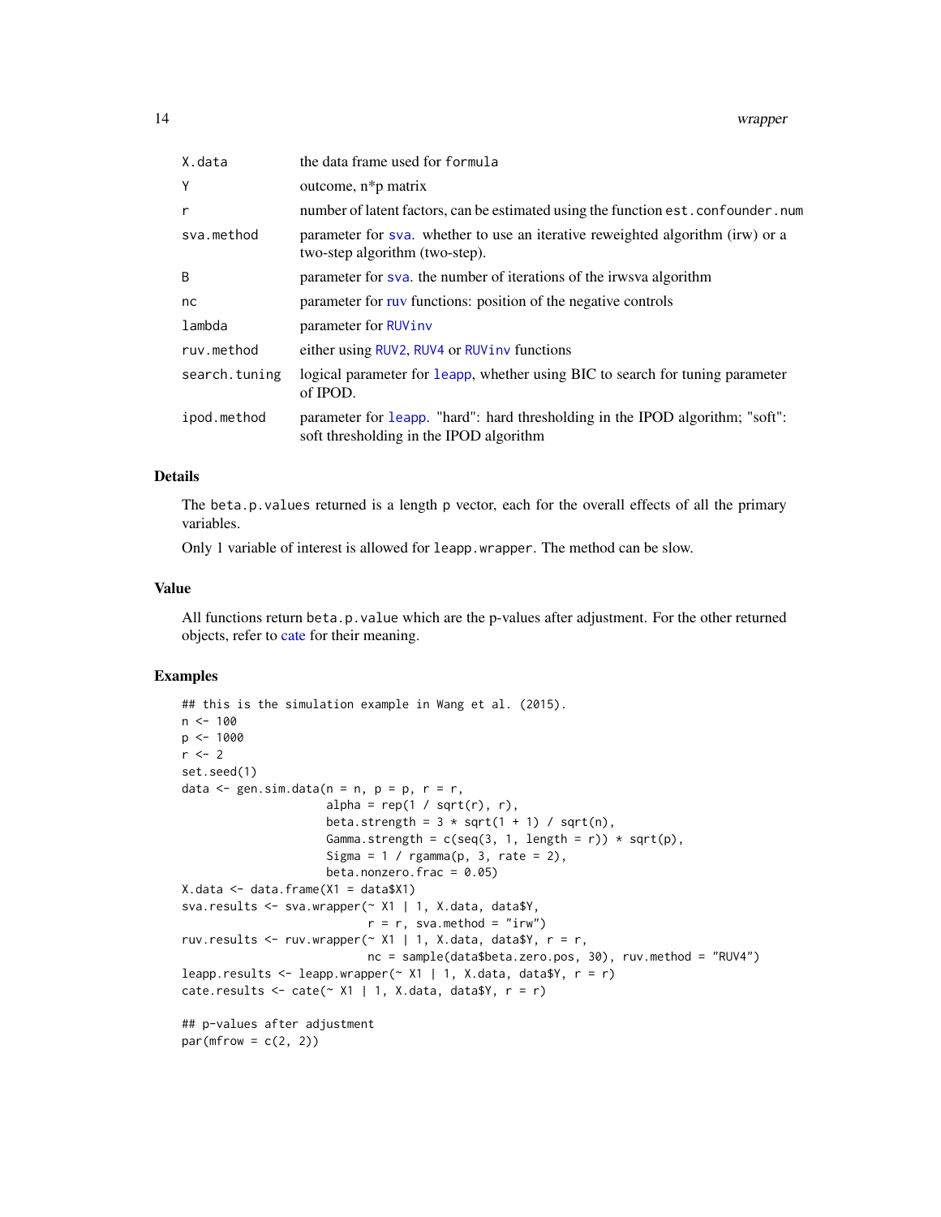| | |
|---|---|
| X.data | the data frame used for formula |
| Y | outcome, n*p matrix |
| r | number of latent factors, can be estimated using the function est.confounder.num |
| sva.method | parameter for sva. whether to use an iterative reweighted algorithm (irw) or a two-step algorithm (two-step). |
| B | parameter for sva. the number of iterations of the irwsva algorithm |
| nc | parameter for ruv functions: position of the negative controls |
| lambda | parameter for RUVinv |
| ruv.method | either using RUV2, RUV4 or RUVinv functions |
| search.tuning | logical parameter for leapp, whether using BIC to search for tuning parameter of IPOD. |
| ipod.method | parameter for leapp. "hard": hard thresholding in the IPOD algorithm; "soft": soft thresholding in the IPOD algorithm |

## Details

The beta.p.values returned is a length p vector, each for the overall effects of all the primary variables.

Only 1 variable of interest is allowed for leapp.wrapper. The method can be slow.

## Value

All functions return beta.p.value which are the p-values after adjustment. For the other returned objects, refer to cate for their meaning.

## Examples

```
## this is the simulation example in Wang et al. (2015).
n <- 100
p <- 1000
r <- 2
set.seed(1)
data <- gen.sim.data(n = n, p = p, r = r,
                     alpha = rep(1 / sqrt(r), r),
                     beta.strength = 3 * sqrt(1 + 1) / sqrt(n),
                     Gamma.strength = c(seq(3, 1, length = r)) * sqrt(p),
                     Sigma = 1 / rgamma(p, 3, rate = 2),
                     beta.nonzero.frac = 0.05)
X.data <- data.frame(X1 = data$X1)
sva.results <- sva.wrapper(~ X1 | 1, X.data, data$Y,
                           r = r, sva.method = "irw")
ruv.results <- ruv.wrapper(~ X1 | 1, X.data, data$Y, r = r,
                           nc = sample(data$beta.zero.pos, 30), ruv.method = "RUV4")
leapp.results <- leapp.wrapper(~ X1 | 1, X.data, data$Y, r = r)
cate.results <- cate(~ X1 | 1, X.data, data$Y, r = r)

## p-values after adjustment
par(mfrow = c(2, 2))
```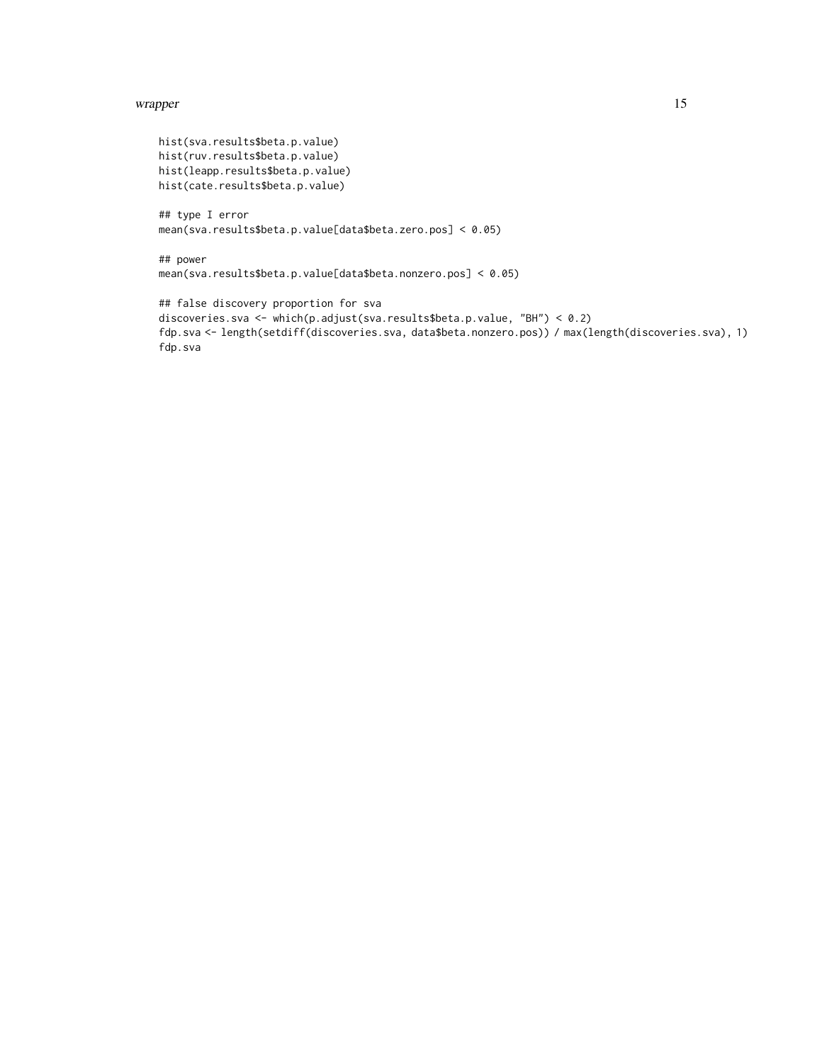```
hist(sva.results$beta.p.value)
hist(ruv.results$beta.p.value)
hist(leapp.results$beta.p.value)
hist(cate.results$beta.p.value)

## type I error
mean(sva.results$beta.p.value[data$beta.zero.pos] < 0.05)

## power
mean(sva.results$beta.p.value[data$beta.nonzero.pos] < 0.05)

## false discovery proportion for sva
discoveries.sva <- which(p.adjust(sva.results$beta.p.value, "BH") < 0.2)
fdp.sva <- length(setdiff(discoveries.sva, data$beta.nonzero.pos)) / max(length(discoveries.sva), 1)
fdp.sva
```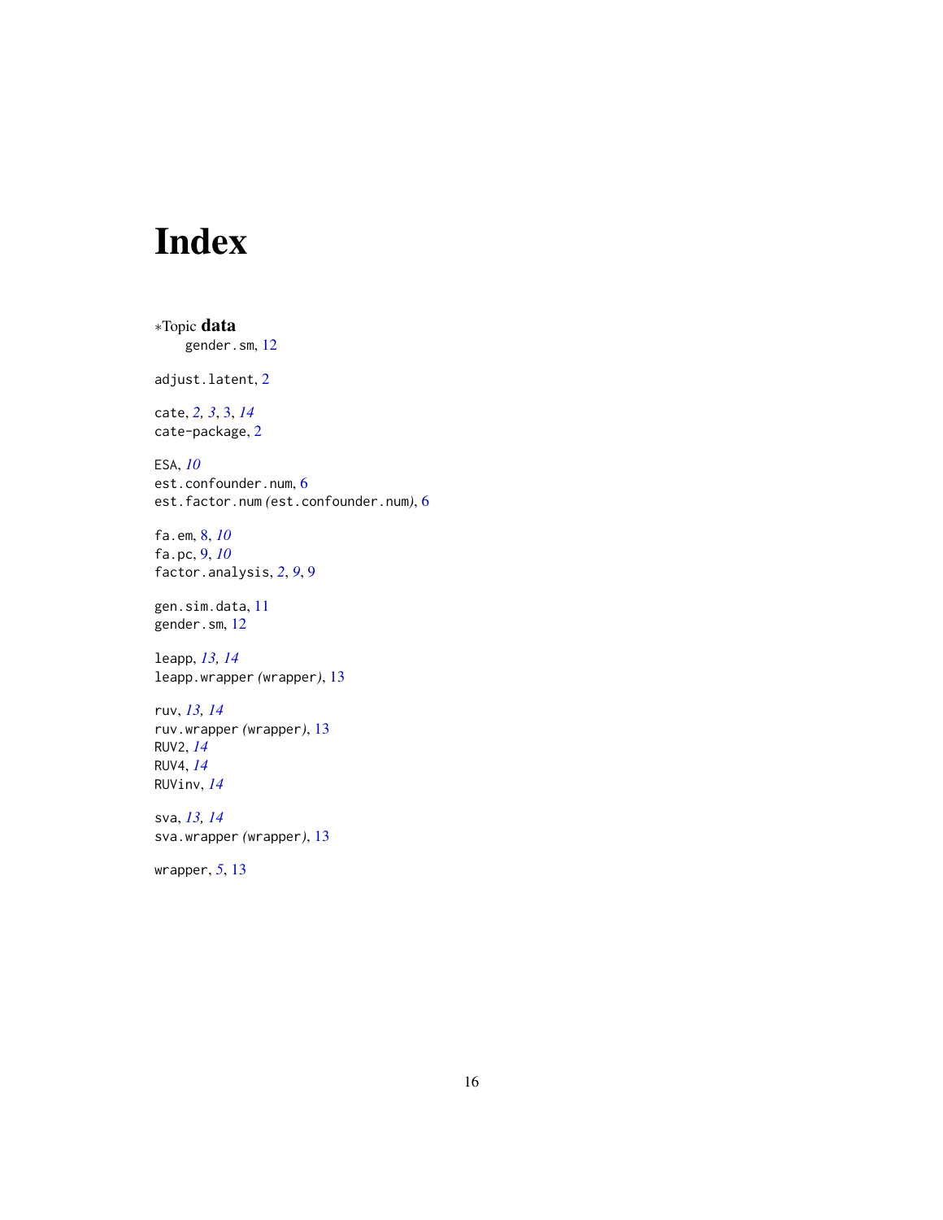# Index

*Topic **data**
    gender.sm, 12

adjust.latent, 2

cate, *2, 3*, 3, *14*
cate-package, 2

ESA, *10*
est.confounder.num, 6
est.factor.num *(*est.confounder.num*)*, 6

fa.em, 8, *10*
fa.pc, 9, *10*
factor.analysis, *2*, *9*, 9

gen.sim.data, 11
gender.sm, 12

leapp, *13, 14*
leapp.wrapper *(*wrapper*)*, 13

ruv, *13, 14*
ruv.wrapper *(*wrapper*)*, 13
RUV2, *14*
RUV4, *14*
RUVinv, *14*

sva, *13, 14*
sva.wrapper *(*wrapper*)*, 13

wrapper, *5*, 13